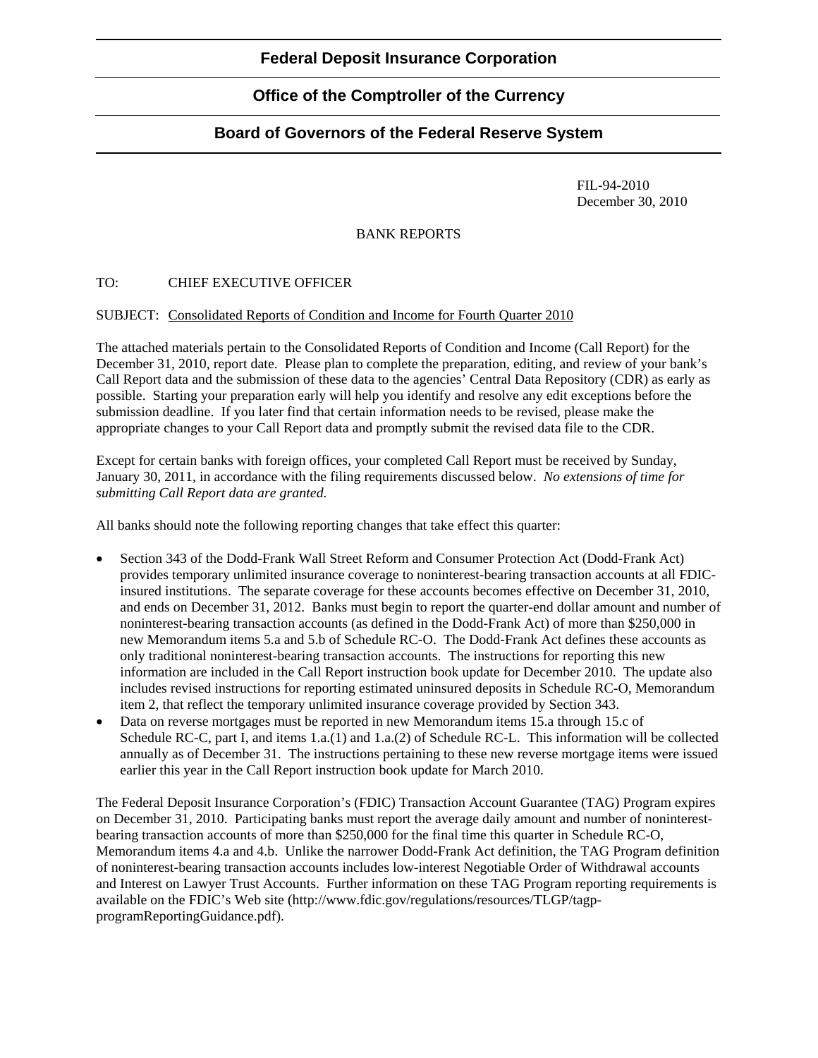**Federal Deposit Insurance Corporation**

**Office of the Comptroller of the Currency**

**Board of Governors of the Federal Reserve System**

FIL-94-2010
December 30, 2010

BANK REPORTS

TO: CHIEF EXECUTIVE OFFICER

SUBJECT: Consolidated Reports of Condition and Income for Fourth Quarter 2010

The attached materials pertain to the Consolidated Reports of Condition and Income (Call Report) for the December 31, 2010, report date. Please plan to complete the preparation, editing, and review of your bank's Call Report data and the submission of these data to the agencies' Central Data Repository (CDR) as early as possible. Starting your preparation early will help you identify and resolve any edit exceptions before the submission deadline. If you later find that certain information needs to be revised, please make the appropriate changes to your Call Report data and promptly submit the revised data file to the CDR.

Except for certain banks with foreign offices, your completed Call Report must be received by Sunday, January 30, 2011, in accordance with the filing requirements discussed below. *No extensions of time for submitting Call Report data are granted.*

All banks should note the following reporting changes that take effect this quarter:

- Section 343 of the Dodd-Frank Wall Street Reform and Consumer Protection Act (Dodd-Frank Act) provides temporary unlimited insurance coverage to noninterest-bearing transaction accounts at all FDIC-insured institutions. The separate coverage for these accounts becomes effective on December 31, 2010, and ends on December 31, 2012. Banks must begin to report the quarter-end dollar amount and number of noninterest-bearing transaction accounts (as defined in the Dodd-Frank Act) of more than $250,000 in new Memorandum items 5.a and 5.b of Schedule RC-O. The Dodd-Frank Act defines these accounts as only traditional noninterest-bearing transaction accounts. The instructions for reporting this new information are included in the Call Report instruction book update for December 2010. The update also includes revised instructions for reporting estimated uninsured deposits in Schedule RC-O, Memorandum item 2, that reflect the temporary unlimited insurance coverage provided by Section 343.
- Data on reverse mortgages must be reported in new Memorandum items 15.a through 15.c of Schedule RC-C, part I, and items 1.a.(1) and 1.a.(2) of Schedule RC-L. This information will be collected annually as of December 31. The instructions pertaining to these new reverse mortgage items were issued earlier this year in the Call Report instruction book update for March 2010.

The Federal Deposit Insurance Corporation's (FDIC) Transaction Account Guarantee (TAG) Program expires on December 31, 2010. Participating banks must report the average daily amount and number of noninterest-bearing transaction accounts of more than $250,000 for the final time this quarter in Schedule RC-O, Memorandum items 4.a and 4.b. Unlike the narrower Dodd-Frank Act definition, the TAG Program definition of noninterest-bearing transaction accounts includes low-interest Negotiable Order of Withdrawal accounts and Interest on Lawyer Trust Accounts. Further information on these TAG Program reporting requirements is available on the FDIC's Web site (http://www.fdic.gov/regulations/resources/TLGP/tagp-programReportingGuidance.pdf).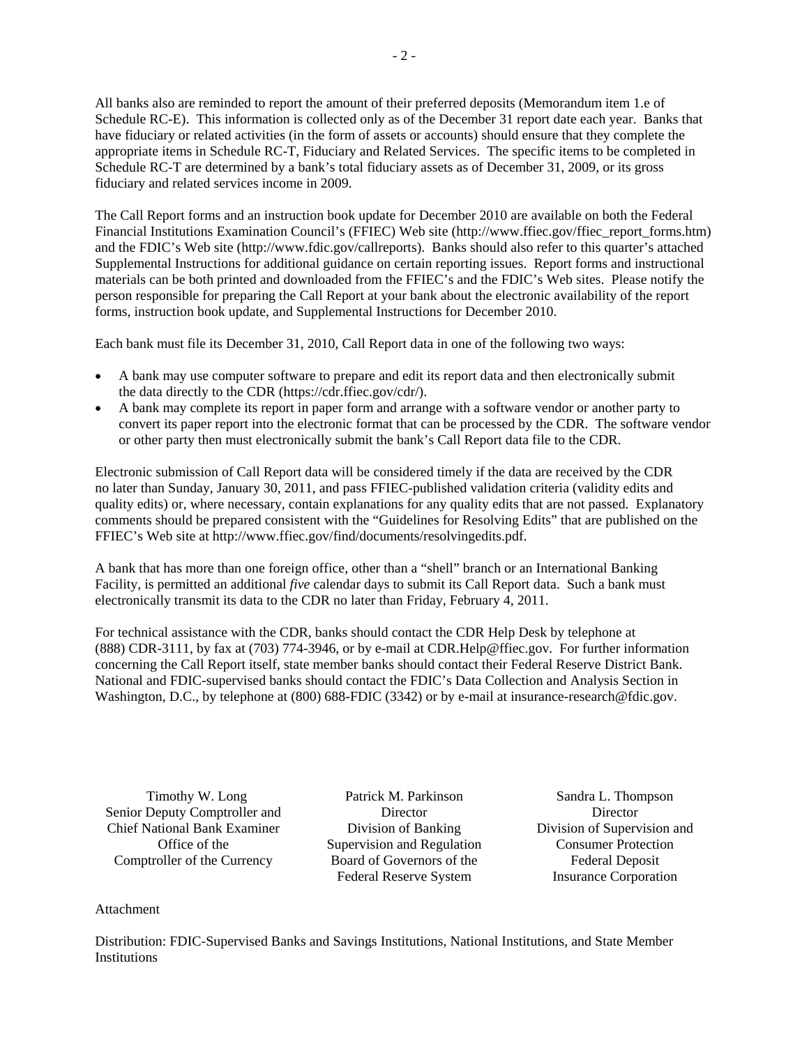All banks also are reminded to report the amount of their preferred deposits (Memorandum item 1.e of Schedule RC-E). This information is collected only as of the December 31 report date each year. Banks that have fiduciary or related activities (in the form of assets or accounts) should ensure that they complete the appropriate items in Schedule RC-T, Fiduciary and Related Services. The specific items to be completed in Schedule RC-T are determined by a bank's total fiduciary assets as of December 31, 2009, or its gross fiduciary and related services income in 2009.

The Call Report forms and an instruction book update for December 2010 are available on both the Federal Financial Institutions Examination Council's (FFIEC) Web site (http://www.ffiec.gov/ffiec_report_forms.htm) and the FDIC's Web site (http://www.fdic.gov/callreports). Banks should also refer to this quarter's attached Supplemental Instructions for additional guidance on certain reporting issues. Report forms and instructional materials can be both printed and downloaded from the FFIEC's and the FDIC's Web sites. Please notify the person responsible for preparing the Call Report at your bank about the electronic availability of the report forms, instruction book update, and Supplemental Instructions for December 2010.

Each bank must file its December 31, 2010, Call Report data in one of the following two ways:

- A bank may use computer software to prepare and edit its report data and then electronically submit the data directly to the CDR (https://cdr.ffiec.gov/cdr/).
- A bank may complete its report in paper form and arrange with a software vendor or another party to convert its paper report into the electronic format that can be processed by the CDR. The software vendor or other party then must electronically submit the bank's Call Report data file to the CDR.

Electronic submission of Call Report data will be considered timely if the data are received by the CDR no later than Sunday, January 30, 2011, and pass FFIEC-published validation criteria (validity edits and quality edits) or, where necessary, contain explanations for any quality edits that are not passed. Explanatory comments should be prepared consistent with the "Guidelines for Resolving Edits" that are published on the FFIEC's Web site at http://www.ffiec.gov/find/documents/resolvingedits.pdf.

A bank that has more than one foreign office, other than a "shell" branch or an International Banking Facility, is permitted an additional *five* calendar days to submit its Call Report data. Such a bank must electronically transmit its data to the CDR no later than Friday, February 4, 2011.

For technical assistance with the CDR, banks should contact the CDR Help Desk by telephone at (888) CDR-3111, by fax at (703) 774-3946, or by e-mail at CDR.Help@ffiec.gov. For further information concerning the Call Report itself, state member banks should contact their Federal Reserve District Bank. National and FDIC-supervised banks should contact the FDIC's Data Collection and Analysis Section in Washington, D.C., by telephone at (800) 688-FDIC (3342) or by e-mail at insurance-research@fdic.gov.

Timothy W. Long
Senior Deputy Comptroller and
Chief National Bank Examiner
Office of the
Comptroller of the Currency

Patrick M. Parkinson
Director
Division of Banking
Supervision and Regulation
Board of Governors of the
Federal Reserve System

Sandra L. Thompson
Director
Division of Supervision and
Consumer Protection
Federal Deposit
Insurance Corporation

Attachment

Distribution: FDIC-Supervised Banks and Savings Institutions, National Institutions, and State Member Institutions